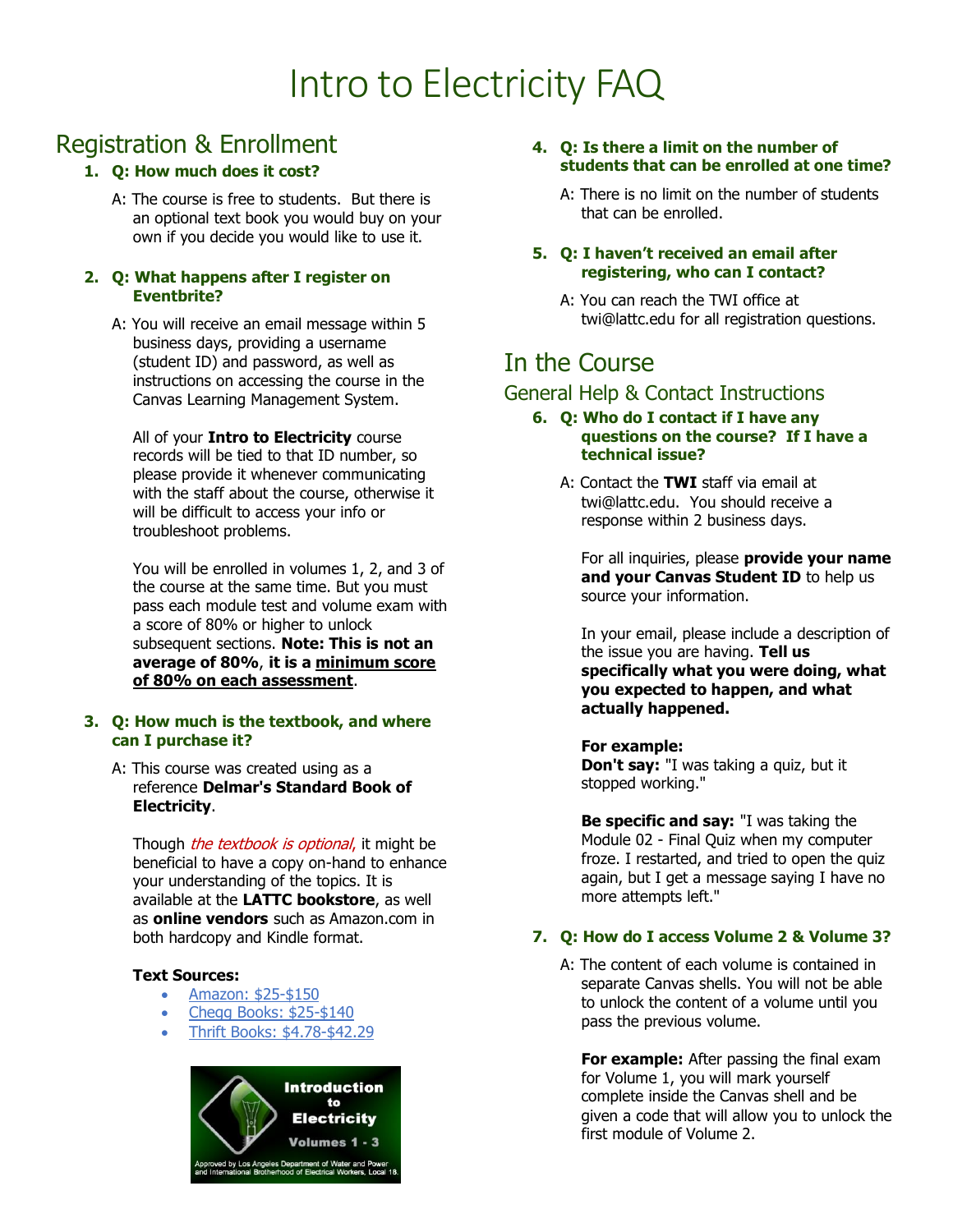# Intro to Electricity FAQ

## Registration & Enrollment

1. **Q: How much does it cost?**

   A: The course is free to students. But there is an optional text book you would buy on your own if you decide you would like to use it.

2. **Q: What happens after I register on Eventbrite?**

   A: You will receive an email message within 5 business days, providing a username (student ID) and password, as well as instructions on accessing the course in the Canvas Learning Management System.

   All of your **Intro to Electricity** course records will be tied to that ID number, so please provide it whenever communicating with the staff about the course, otherwise it will be difficult to access your info or troubleshoot problems.

   You will be enrolled in volumes 1, 2, and 3 of the course at the same time. But you must pass each module test and volume exam with a score of 80% or higher to unlock subsequent sections. **Note: This is not an average of 80%**, **it is a minimum score of 80% on each assessment**.

3. **Q: How much is the textbook, and where can I purchase it?**

   A: This course was created using as a reference **Delmar's Standard Book of Electricity**.

   Though *the textbook is optional*, it might be beneficial to have a copy on-hand to enhance your understanding of the topics. It is available at the **LATTC bookstore**, as well as **online vendors** such as Amazon.com in both hardcopy and Kindle format.

   **Text Sources:**

   - Amazon: $25-$150
   - Chegg Books: $25-$140
   - Thrift Books: $4.78-$42.29

   Introduction to Electricity Volumes 1 - 3

   Approved by Los Angeles Department of Water and Power and International Brotherhood of Electrical Workers, Local 18.

4. **Q: Is there a limit on the number of students that can be enrolled at one time?**

   A: There is no limit on the number of students that can be enrolled.

5. **Q: I haven't received an email after registering, who can I contact?**

   A: You can reach the TWI office at twi@lattc.edu for all registration questions.

## In the Course

### General Help & Contact Instructions

6. **Q: Who do I contact if I have any questions on the course? If I have a technical issue?**

   A: Contact the **TWI** staff via email at twi@lattc.edu. You should receive a response within 2 business days.

   For all inquiries, please **provide your name and your Canvas Student ID** to help us source your information.

   In your email, please include a description of the issue you are having. **Tell us specifically what you were doing, what you expected to happen, and what actually happened.**

   **For example:**
   **Don't say:** "I was taking a quiz, but it stopped working."

   **Be specific and say:** "I was taking the Module 02 - Final Quiz when my computer froze. I restarted, and tried to open the quiz again, but I get a message saying I have no more attempts left."

7. **Q: How do I access Volume 2 & Volume 3?**

   A: The content of each volume is contained in separate Canvas shells. You will not be able to unlock the content of a volume until you pass the previous volume.

   **For example:** After passing the final exam for Volume 1, you will mark yourself complete inside the Canvas shell and be given a code that will allow you to unlock the first module of Volume 2.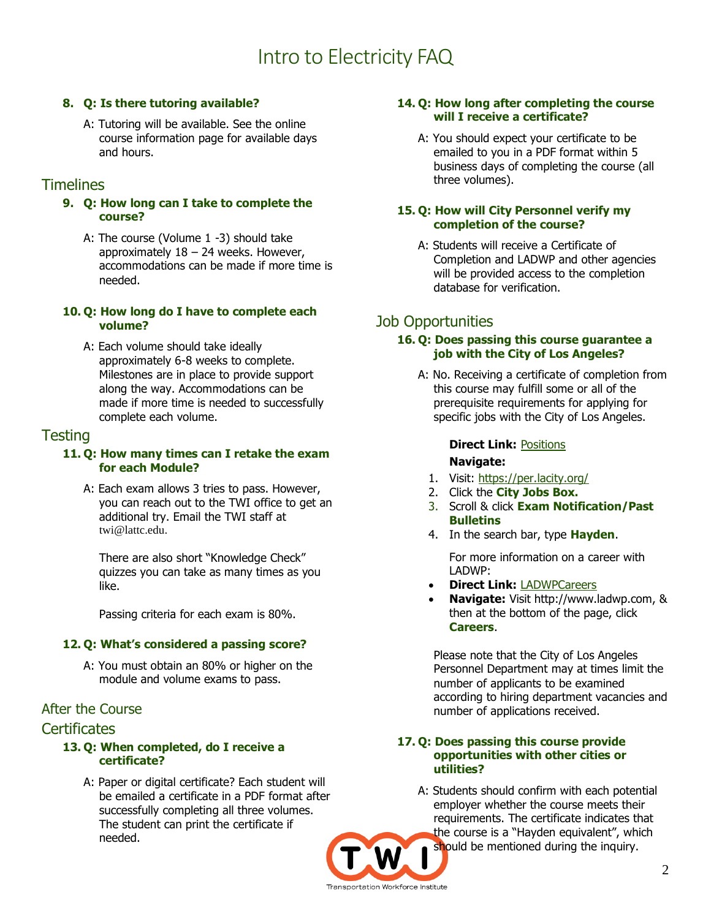# Intro to Electricity FAQ

**8. Q: Is there tutoring available?**

A: Tutoring will be available. See the online course information page for available days and hours.

## Timelines

**9. Q: How long can I take to complete the course?**

A: The course (Volume 1 -3) should take approximately 18 – 24 weeks. However, accommodations can be made if more time is needed.

**10. Q: How long do I have to complete each volume?**

A: Each volume should take ideally approximately 6-8 weeks to complete. Milestones are in place to provide support along the way. Accommodations can be made if more time is needed to successfully complete each volume.

## Testing

**11. Q: How many times can I retake the exam for each Module?**

A: Each exam allows 3 tries to pass. However, you can reach out to the TWI office to get an additional try. Email the TWI staff at twi@lattc.edu.

There are also short "Knowledge Check" quizzes you can take as many times as you like.

Passing criteria for each exam is 80%.

**12. Q: What's considered a passing score?**

A: You must obtain an 80% or higher on the module and volume exams to pass.

## After the Course

## Certificates

**13. Q: When completed, do I receive a certificate?**

A: Paper or digital certificate? Each student will be emailed a certificate in a PDF format after successfully completing all three volumes. The student can print the certificate if needed.

**14. Q: How long after completing the course will I receive a certificate?**

A: You should expect your certificate to be emailed to you in a PDF format within 5 business days of completing the course (all three volumes).

**15. Q: How will City Personnel verify my completion of the course?**

A: Students will receive a Certificate of Completion and LADWP and other agencies will be provided access to the completion database for verification.

## Job Opportunities

**16. Q: Does passing this course guarantee a job with the City of Los Angeles?**

A: No. Receiving a certificate of completion from this course may fulfill some or all of the prerequisite requirements for applying for specific jobs with the City of Los Angeles.

**Direct Link:** Positions

**Navigate:**

1. Visit: https://per.lacity.org/
2. Click the **City Jobs Box.**
3. Scroll & click **Exam Notification/Past Bulletins**
4. In the search bar, type **Hayden**.

For more information on a career with LADWP:

- **Direct Link:** LADWPCareers
- **Navigate:** Visit http://www.ladwp.com, & then at the bottom of the page, click **Careers**.

Please note that the City of Los Angeles Personnel Department may at times limit the number of applicants to be examined according to hiring department vacancies and number of applications received.

**17. Q: Does passing this course provide opportunities with other cities or utilities?**

A: Students should confirm with each potential employer whether the course meets their requirements. The certificate indicates that the course is a "Hayden equivalent", which should be mentioned during the inquiry.